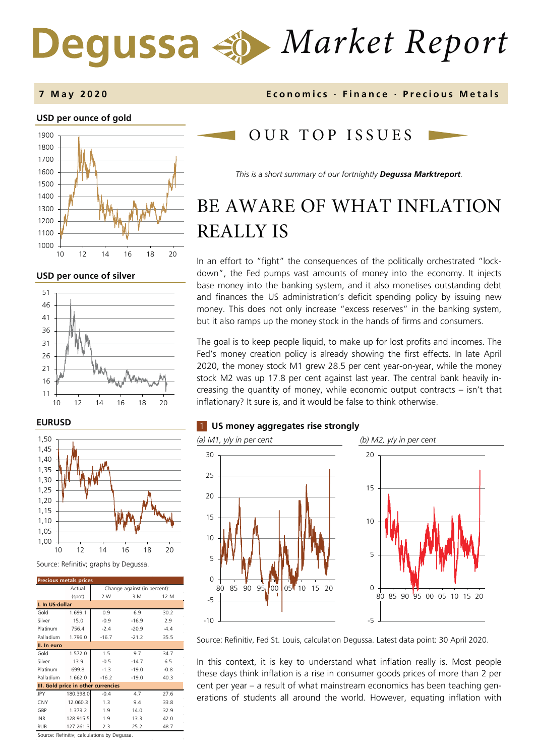# Degussa Market Report

**7 May 2020** — **Economics · Finance · Precious Metals**

**USD per ounce of gold**

**USD per ounce of silver**

**EURUSD**

Source: Refinitiv; graphs by Degussa.

| Precious metals prices | Actual (spot) | Change against (in percent): 2 W | 3 M | 12 M |
|---|---|---|---|---|
| **I. In US-dollar** | | | | |
| Gold | 1.699.1 | 0.9 | 6.9 | 30.2 |
| Silver | 15.0 | -0.9 | -16.9 | 2.9 |
| Platinum | 756.4 | -2.4 | -20.9 | -4.4 |
| Palladium | 1.796.0 | -16.7 | -21.2 | 35.5 |
| **II. In euro** | | | | |
| Gold | 1.572.0 | 1.5 | 9.7 | 34.7 |
| Silver | 13.9 | -0.5 | -14.7 | 6.5 |
| Platinum | 699.8 | -1.3 | -19.0 | -0.8 |
| Palladium | 1.662.0 | -16.2 | -19.0 | 40.3 |
| **III. Gold price in other currencies** | | | | |
| JPY | 180.398.0 | -0.4 | 4.7 | 27.6 |
| CNY | 12.060.3 | 1.3 | 9.4 | 33.8 |
| GBP | 1.373.2 | 1.9 | 14.0 | 32.9 |
| INR | 128.915.5 | 1.9 | 13.3 | 42.0 |
| RUB | 127.261.3 | 2.3 | 25.2 | 48.7 |

Source: Refinitiv; calculations by Degussa.

## OUR TOP ISSUES

*This is a short summary of our fortnightly **Degussa Marktreport**.*

# BE AWARE OF WHAT INFLATION REALLY IS

In an effort to "fight" the consequences of the politically orchestrated "lock-down", the Fed pumps vast amounts of money into the economy. It injects base money into the banking system, and it also monetises outstanding debt and finances the US administration's deficit spending policy by issuing new money. This does not only increase "excess reserves" in the banking system, but it also ramps up the money stock in the hands of firms and consumers.

The goal is to keep people liquid, to make up for lost profits and incomes. The Fed's money creation policy is already showing the first effects. In late April 2020, the money stock M1 grew 28.5 per cent year-on-year, while the money stock M2 was up 17.8 per cent against last year. The central bank heavily increasing the quantity of money, while economic output contracts – isn't that inflationary? It sure is, and it would be false to think otherwise.

**1 US money aggregates rise strongly**

*(a) M1, y/y in per cent*

*(b) M2, y/y in per cent*

Source: Refinitiv, Fed St. Louis, calculation Degussa. Latest data point: 30 April 2020.

In this context, it is key to understand what inflation really is. Most people these days think inflation is a rise in consumer goods prices of more than 2 per cent per year – a result of what mainstream economics has been teaching generations of students all around the world. However, equating inflation with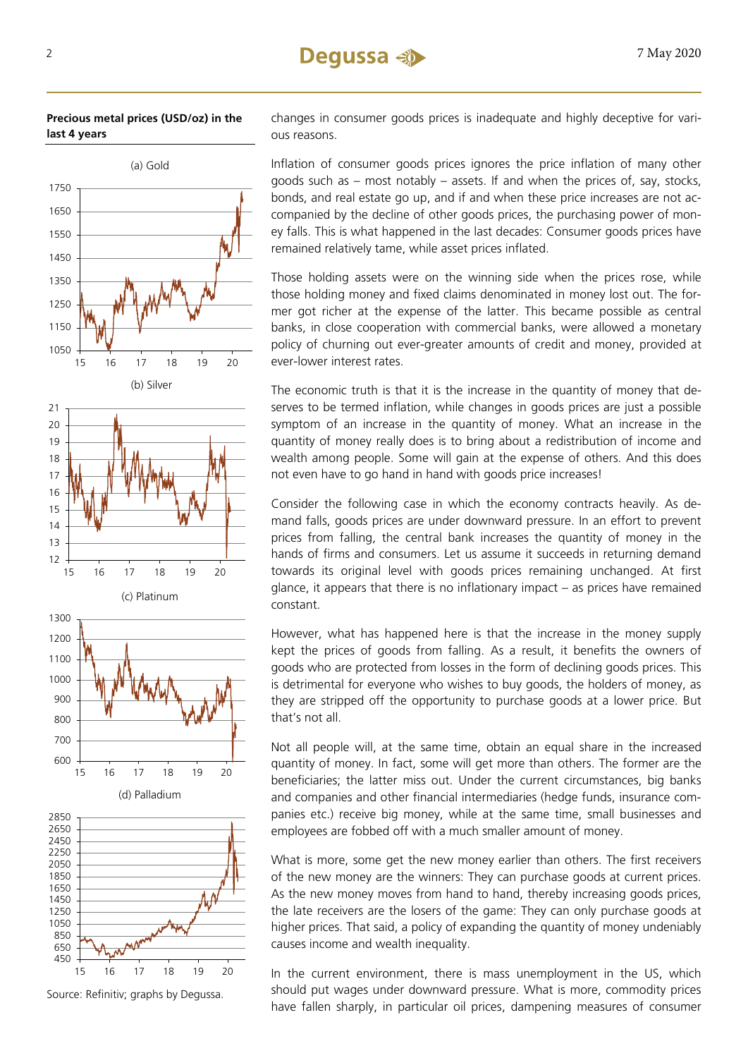**Precious metal prices (USD/oz) in the last 4 years**

(a) Gold

(b) Silver

(c) Platinum

(d) Palladium

Source: Refinitiv; graphs by Degussa.

changes in consumer goods prices is inadequate and highly deceptive for various reasons.

Inflation of consumer goods prices ignores the price inflation of many other goods such as – most notably – assets. If and when the prices of, say, stocks, bonds, and real estate go up, and if and when these price increases are not accompanied by the decline of other goods prices, the purchasing power of money falls. This is what happened in the last decades: Consumer goods prices have remained relatively tame, while asset prices inflated.

Those holding assets were on the winning side when the prices rose, while those holding money and fixed claims denominated in money lost out. The former got richer at the expense of the latter. This became possible as central banks, in close cooperation with commercial banks, were allowed a monetary policy of churning out ever-greater amounts of credit and money, provided at ever-lower interest rates.

The economic truth is that it is the increase in the quantity of money that deserves to be termed inflation, while changes in goods prices are just a possible symptom of an increase in the quantity of money. What an increase in the quantity of money really does is to bring about a redistribution of income and wealth among people. Some will gain at the expense of others. And this does not even have to go hand in hand with goods price increases!

Consider the following case in which the economy contracts heavily. As demand falls, goods prices are under downward pressure. In an effort to prevent prices from falling, the central bank increases the quantity of money in the hands of firms and consumers. Let us assume it succeeds in returning demand towards its original level with goods prices remaining unchanged. At first glance, it appears that there is no inflationary impact – as prices have remained constant.

However, what has happened here is that the increase in the money supply kept the prices of goods from falling. As a result, it benefits the owners of goods who are protected from losses in the form of declining goods prices. This is detrimental for everyone who wishes to buy goods, the holders of money, as they are stripped off the opportunity to purchase goods at a lower price. But that's not all.

Not all people will, at the same time, obtain an equal share in the increased quantity of money. In fact, some will get more than others. The former are the beneficiaries; the latter miss out. Under the current circumstances, big banks and companies and other financial intermediaries (hedge funds, insurance companies etc.) receive big money, while at the same time, small businesses and employees are fobbed off with a much smaller amount of money.

What is more, some get the new money earlier than others. The first receivers of the new money are the winners: They can purchase goods at current prices. As the new money moves from hand to hand, thereby increasing goods prices, the late receivers are the losers of the game: They can only purchase goods at higher prices. That said, a policy of expanding the quantity of money undeniably causes income and wealth inequality.

In the current environment, there is mass unemployment in the US, which should put wages under downward pressure. What is more, commodity prices have fallen sharply, in particular oil prices, dampening measures of consumer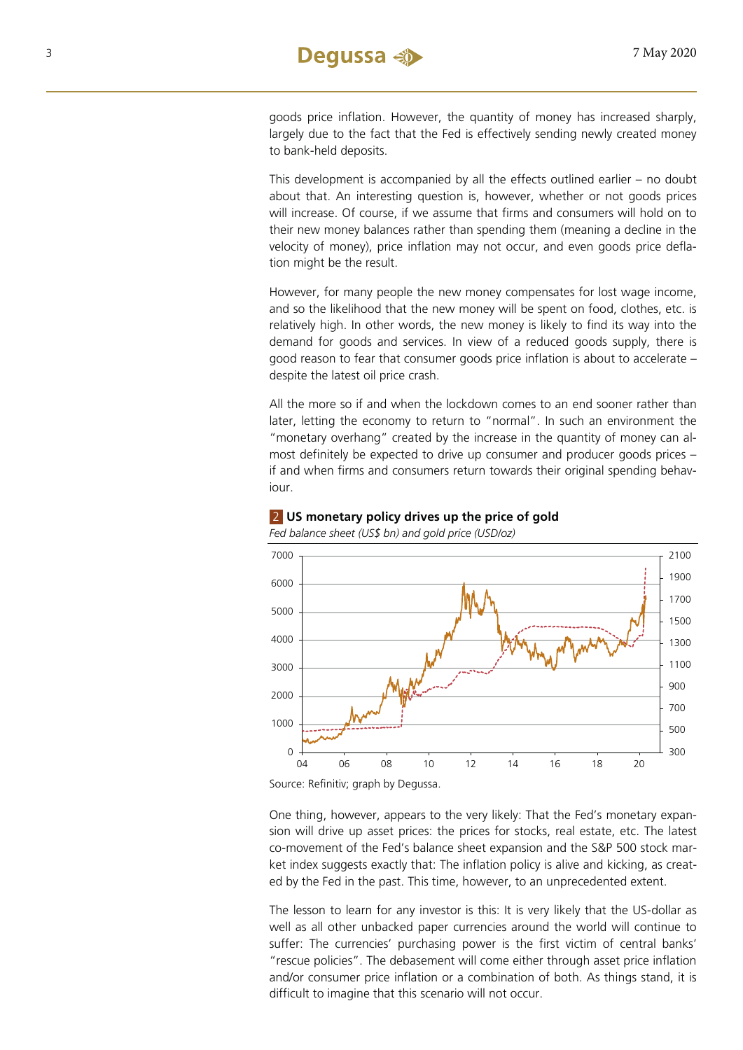goods price inflation. However, the quantity of money has increased sharply, largely due to the fact that the Fed is effectively sending newly created money to bank-held deposits.

This development is accompanied by all the effects outlined earlier – no doubt about that. An interesting question is, however, whether or not goods prices will increase. Of course, if we assume that firms and consumers will hold on to their new money balances rather than spending them (meaning a decline in the velocity of money), price inflation may not occur, and even goods price deflation might be the result.

However, for many people the new money compensates for lost wage income, and so the likelihood that the new money will be spent on food, clothes, etc. is relatively high. In other words, the new money is likely to find its way into the demand for goods and services. In view of a reduced goods supply, there is good reason to fear that consumer goods price inflation is about to accelerate – despite the latest oil price crash.

All the more so if and when the lockdown comes to an end sooner rather than later, letting the economy to return to "normal". In such an environment the "monetary overhang" created by the increase in the quantity of money can almost definitely be expected to drive up consumer and producer goods prices – if and when firms and consumers return towards their original spending behaviour.

**2 US monetary policy drives up the price of gold**

*Fed balance sheet (US$ bn) and gold price (USD/oz)*

Source: Refinitiv; graph by Degussa.

One thing, however, appears to the very likely: That the Fed's monetary expansion will drive up asset prices: the prices for stocks, real estate, etc. The latest co-movement of the Fed's balance sheet expansion and the S&P 500 stock market index suggests exactly that: The inflation policy is alive and kicking, as created by the Fed in the past. This time, however, to an unprecedented extent.

The lesson to learn for any investor is this: It is very likely that the US-dollar as well as all other unbacked paper currencies around the world will continue to suffer: The currencies' purchasing power is the first victim of central banks' "rescue policies". The debasement will come either through asset price inflation and/or consumer price inflation or a combination of both. As things stand, it is difficult to imagine that this scenario will not occur.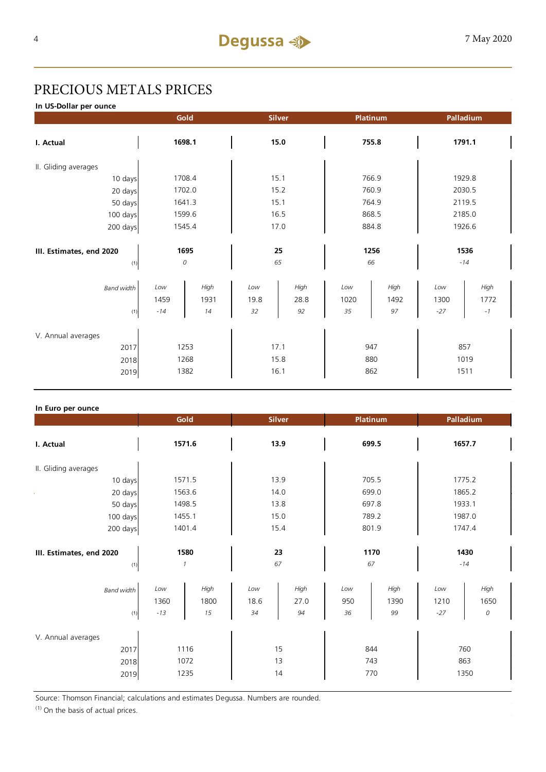# PRECIOUS METALS PRICES

**In US-Dollar per ounce**

| | Gold | | Silver | | Platinum | | Palladium | |
|---|---|---|---|---|---|---|---|---|
| **I. Actual** | **1698.1** | | **15.0** | | **755.8** | | **1791.1** | |
| II. Gliding averages | | | | | | | | |
| 10 days | 1708.4 | | 15.1 | | 766.9 | | 1929.8 | |
| 20 days | 1702.0 | | 15.2 | | 760.9 | | 2030.5 | |
| 50 days | 1641.3 | | 15.1 | | 764.9 | | 2119.5 | |
| 100 days | 1599.6 | | 16.5 | | 868.5 | | 2185.0 | |
| 200 days | 1545.4 | | 17.0 | | 884.8 | | 1926.6 | |
| **III. Estimates, end 2020** | **1695** | | **25** | | **1256** | | **1536** | |
| (1) | *0* | | *65* | | *66* | | *-14* | |
| *Band width* | *Low* | *High* | *Low* | *High* | *Low* | *High* | *Low* | *High* |
| | 1459 | 1931 | 19.8 | 28.8 | 1020 | 1492 | 1300 | 1772 |
| (1) | *-14* | *14* | *32* | *92* | *35* | *97* | *-27* | *-1* |
| V. Annual averages | | | | | | | | |
| 2017 | 1253 | | 17.1 | | 947 | | 857 | |
| 2018 | 1268 | | 15.8 | | 880 | | 1019 | |
| 2019 | 1382 | | 16.1 | | 862 | | 1511 | |

**In Euro per ounce**

| | Gold | | Silver | | Platinum | | Palladium | |
|---|---|---|---|---|---|---|---|---|
| **I. Actual** | **1571.6** | | **13.9** | | **699.5** | | **1657.7** | |
| II. Gliding averages | | | | | | | | |
| 10 days | 1571.5 | | 13.9 | | 705.5 | | 1775.2 | |
| 20 days | 1563.6 | | 14.0 | | 699.0 | | 1865.2 | |
| 50 days | 1498.5 | | 13.8 | | 697.8 | | 1933.1 | |
| 100 days | 1455.1 | | 15.0 | | 789.2 | | 1987.0 | |
| 200 days | 1401.4 | | 15.4 | | 801.9 | | 1747.4 | |
| **III. Estimates, end 2020** | **1580** | | **23** | | **1170** | | **1430** | |
| (1) | *1* | | *67* | | *67* | | *-14* | |
| *Band width* | *Low* | *High* | *Low* | *High* | *Low* | *High* | *Low* | *High* |
| | 1360 | 1800 | 18.6 | 27.0 | 950 | 1390 | 1210 | 1650 |
| (1) | *-13* | *15* | *34* | *94* | *36* | *99* | *-27* | *0* |
| V. Annual averages | | | | | | | | |
| 2017 | 1116 | | 15 | | 844 | | 760 | |
| 2018 | 1072 | | 13 | | 743 | | 863 | |
| 2019 | 1235 | | 14 | | 770 | | 1350 | |

Source: Thomson Financial; calculations and estimates Degussa. Numbers are rounded.

(1) On the basis of actual prices.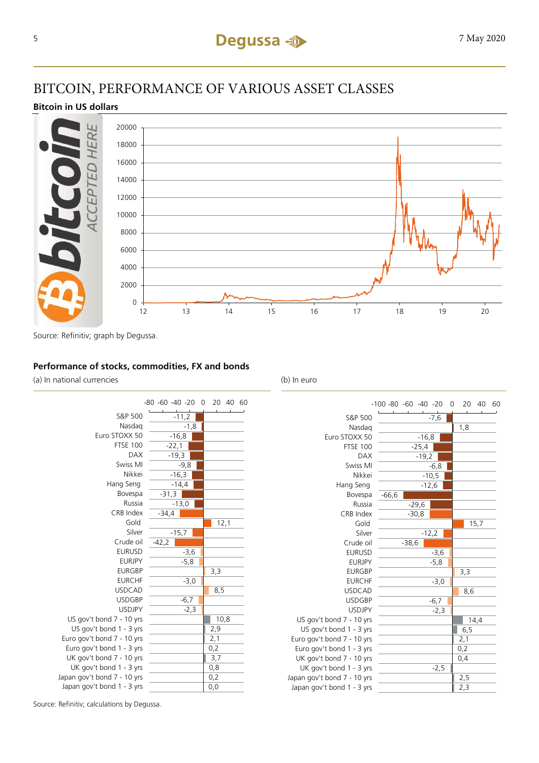# BITCOIN, PERFORMANCE OF VARIOUS ASSET CLASSES

**Bitcoin in US dollars**

Source: Refinitiv; graph by Degussa.

**Performance of stocks, commodities, FX and bonds**

| | (a) In national currencies | (b) In euro |
|---|---|---|
| S&P 500 | -11,2 | -7,6 |
| Nasdaq | -1,8 | 1,8 |
| Euro STOXX 50 | -16,8 | -16,8 |
| FTSE 100 | -22,1 | -25,4 |
| DAX | -19,3 | -19,2 |
| Swiss MI | -9,8 | -6,8 |
| Nikkei | -16,3 | -10,5 |
| Hang Seng | -14,4 | -12,6 |
| Bovespa | -31,3 | -66,6 |
| Russia | -13,0 | -29,6 |
| CRB Index | -34,4 | -30,8 |
| Gold | 12,1 | 15,7 |
| Silver | -15,7 | -12,2 |
| Crude oil | -42,2 | -38,6 |
| EURUSD | -3,6 | -3,6 |
| EURJPY | -5,8 | -5,8 |
| EURGBP | 3,3 | 3,3 |
| EURCHF | -3,0 | -3,0 |
| USDCAD | 8,5 | 8,6 |
| USDGBP | -6,7 | -6,7 |
| USDJPY | -2,3 | -2,3 |
| US gov't bond 7 - 10 yrs | 10,8 | 14,4 |
| US gov't bond 1 - 3 yrs | 2,9 | 6,5 |
| Euro gov't bond 7 - 10 yrs | 2,1 | 2,1 |
| Euro gov't bond 1 - 3 yrs | 0,2 | 0,2 |
| UK gov't bond 7 - 10 yrs | 3,7 | 0,4 |
| UK gov't bond 1 - 3 yrs | 0,8 | -2,5 |
| Japan gov't bond 7 - 10 yrs | 0,2 | 2,5 |
| Japan gov't bond 1 - 3 yrs | 0,0 | 2,3 |

Source: Refinitiv; calculations by Degussa.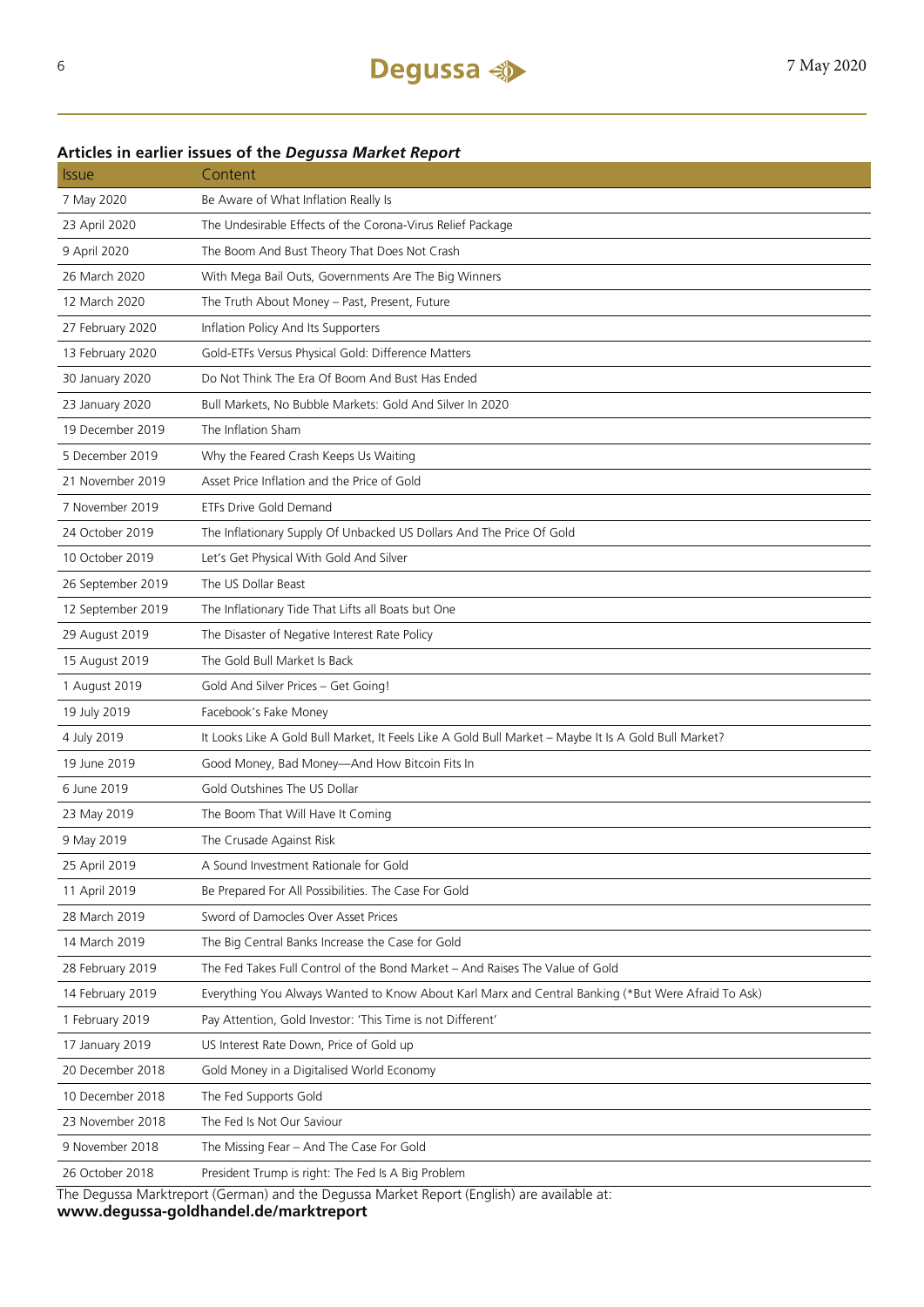## Articles in earlier issues of the *Degussa Market Report*

| Issue | Content |
|---|---|
| 7 May 2020 | Be Aware of What Inflation Really Is |
| 23 April 2020 | The Undesirable Effects of the Corona-Virus Relief Package |
| 9 April 2020 | The Boom And Bust Theory That Does Not Crash |
| 26 March 2020 | With Mega Bail Outs, Governments Are The Big Winners |
| 12 March 2020 | The Truth About Money – Past, Present, Future |
| 27 February 2020 | Inflation Policy And Its Supporters |
| 13 February 2020 | Gold-ETFs Versus Physical Gold: Difference Matters |
| 30 January 2020 | Do Not Think The Era Of Boom And Bust Has Ended |
| 23 January 2020 | Bull Markets, No Bubble Markets: Gold And Silver In 2020 |
| 19 December 2019 | The Inflation Sham |
| 5 December 2019 | Why the Feared Crash Keeps Us Waiting |
| 21 November 2019 | Asset Price Inflation and the Price of Gold |
| 7 November 2019 | ETFs Drive Gold Demand |
| 24 October 2019 | The Inflationary Supply Of Unbacked US Dollars And The Price Of Gold |
| 10 October 2019 | Let's Get Physical With Gold And Silver |
| 26 September 2019 | The US Dollar Beast |
| 12 September 2019 | The Inflationary Tide That Lifts all Boats but One |
| 29 August 2019 | The Disaster of Negative Interest Rate Policy |
| 15 August 2019 | The Gold Bull Market Is Back |
| 1 August 2019 | Gold And Silver Prices – Get Going! |
| 19 July 2019 | Facebook's Fake Money |
| 4 July 2019 | It Looks Like A Gold Bull Market, It Feels Like A Gold Bull Market – Maybe It Is A Gold Bull Market? |
| 19 June 2019 | Good Money, Bad Money—And How Bitcoin Fits In |
| 6 June 2019 | Gold Outshines The US Dollar |
| 23 May 2019 | The Boom That Will Have It Coming |
| 9 May 2019 | The Crusade Against Risk |
| 25 April 2019 | A Sound Investment Rationale for Gold |
| 11 April 2019 | Be Prepared For All Possibilities. The Case For Gold |
| 28 March 2019 | Sword of Damocles Over Asset Prices |
| 14 March 2019 | The Big Central Banks Increase the Case for Gold |
| 28 February 2019 | The Fed Takes Full Control of the Bond Market – And Raises The Value of Gold |
| 14 February 2019 | Everything You Always Wanted to Know About Karl Marx and Central Banking (*But Were Afraid To Ask) |
| 1 February 2019 | Pay Attention, Gold Investor: 'This Time is not Different' |
| 17 January 2019 | US Interest Rate Down, Price of Gold up |
| 20 December 2018 | Gold Money in a Digitalised World Economy |
| 10 December 2018 | The Fed Supports Gold |
| 23 November 2018 | The Fed Is Not Our Saviour |
| 9 November 2018 | The Missing Fear – And The Case For Gold |
| 26 October 2018 | President Trump is right: The Fed Is A Big Problem |

The Degussa Marktreport (German) and the Degussa Market Report (English) are available at:
**www.degussa-goldhandel.de/marktreport**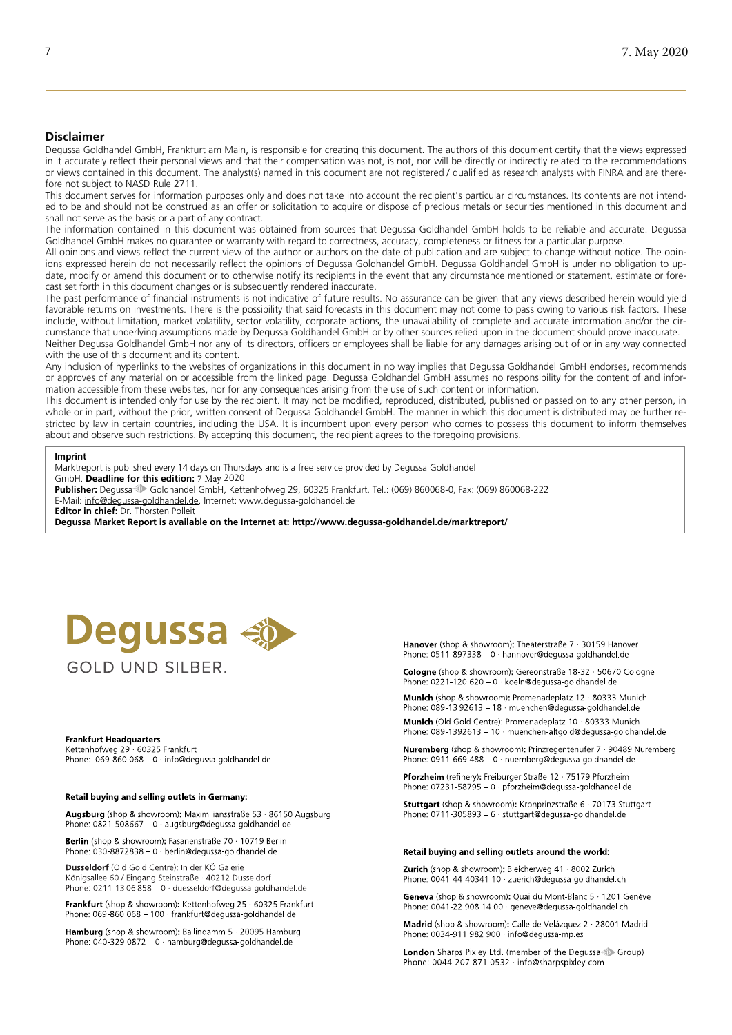## Disclaimer

Degussa Goldhandel GmbH, Frankfurt am Main, is responsible for creating this document. The authors of this document certify that the views expressed in it accurately reflect their personal views and that their compensation was not, is not, nor will be directly or indirectly related to the recommendations or views contained in this document. The analyst(s) named in this document are not registered / qualified as research analysts with FINRA and are therefore not subject to NASD Rule 2711.

This document serves for information purposes only and does not take into account the recipient's particular circumstances. Its contents are not intended to be and should not be construed as an offer or solicitation to acquire or dispose of precious metals or securities mentioned in this document and shall not serve as the basis or a part of any contract.

The information contained in this document was obtained from sources that Degussa Goldhandel GmbH holds to be reliable and accurate. Degussa Goldhandel GmbH makes no guarantee or warranty with regard to correctness, accuracy, completeness or fitness for a particular purpose.

All opinions and views reflect the current view of the author or authors on the date of publication and are subject to change without notice. The opinions expressed herein do not necessarily reflect the opinions of Degussa Goldhandel GmbH. Degussa Goldhandel GmbH is under no obligation to update, modify or amend this document or to otherwise notify its recipients in the event that any circumstance mentioned or statement, estimate or forecast set forth in this document changes or is subsequently rendered inaccurate.

The past performance of financial instruments is not indicative of future results. No assurance can be given that any views described herein would yield favorable returns on investments. There is the possibility that said forecasts in this document may not come to pass owing to various risk factors. These include, without limitation, market volatility, sector volatility, corporate actions, the unavailability of complete and accurate information and/or the circumstance that underlying assumptions made by Degussa Goldhandel GmbH or by other sources relied upon in the document should prove inaccurate.

Neither Degussa Goldhandel GmbH nor any of its directors, officers or employees shall be liable for any damages arising out of or in any way connected with the use of this document and its content.

Any inclusion of hyperlinks to the websites of organizations in this document in no way implies that Degussa Goldhandel GmbH endorses, recommends or approves of any material on or accessible from the linked page. Degussa Goldhandel GmbH assumes no responsibility for the content of and information accessible from these websites, nor for any consequences arising from the use of such content or information.

This document is intended only for use by the recipient. It may not be modified, reproduced, distributed, published or passed on to any other person, in whole or in part, without the prior, written consent of Degussa Goldhandel GmbH. The manner in which this document is distributed may be further restricted by law in certain countries, including the USA. It is incumbent upon every person who comes to possess this document to inform themselves about and observe such restrictions. By accepting this document, the recipient agrees to the foregoing provisions.

**Imprint**

Marktreport is published every 14 days on Thursdays and is a free service provided by Degussa Goldhandel GmbH. **Deadline for this edition:** 7 May 2020

**Publisher:** Degussa Goldhandel GmbH, Kettenhofweg 29, 60325 Frankfurt, Tel.: (069) 860068-0, Fax: (069) 860068-222

E-Mail: info@degussa-goldhandel.de, Internet: www.degussa-goldhandel.de

**Editor in chief:** Dr. Thorsten Polleit

**Degussa Market Report is available on the Internet at: http://www.degussa-goldhandel.de/marktreport/**

Degussa

GOLD UND SILBER.

**Frankfurt Headquarters**
Kettenhofweg 29 · 60325 Frankfurt
Phone: 069-860 068 – 0 · info@degussa-goldhandel.de

**Retail buying and selling outlets in Germany:**

**Augsburg** (shop & showroom): Maximiliansstraße 53 · 86150 Augsburg
Phone: 0821-508667 – 0 · augsburg@degussa-goldhandel.de

**Berlin** (shop & showroom): Fasanenstraße 70 · 10719 Berlin
Phone: 030-8872838 – 0 · berlin@degussa-goldhandel.de

**Dusseldorf** (Old Gold Centre): In der KÖ Galerie
Königsallee 60 / Eingang Steinstraße · 40212 Dusseldorf
Phone: 0211-13 06 858 – 0 · duesseldorf@degussa-goldhandel.de

**Frankfurt** (shop & showroom): Kettenhofweg 25 · 60325 Frankfurt
Phone: 069-860 068 – 100 · frankfurt@degussa-goldhandel.de

**Hamburg** (shop & showroom): Ballindamm 5 · 20095 Hamburg
Phone: 040-329 0872 – 0 · hamburg@degussa-goldhandel.de

**Hanover** (shop & showroom): Theaterstraße 7 · 30159 Hanover
Phone: 0511-897338 – 0 · hannover@degussa-goldhandel.de

**Cologne** (shop & showroom): Gereonstraße 18-32 · 50670 Cologne
Phone: 0221-120 620 – 0 · koeln@degussa-goldhandel.de

**Munich** (shop & showroom): Promenadeplatz 12 · 80333 Munich
Phone: 089-13 92613 – 18 · muenchen@degussa-goldhandel.de

**Munich** (Old Gold Centre): Promenadeplatz 10 · 80333 Munich
Phone: 089-1392613 – 10 · muenchen-altgold@degussa-goldhandel.de

**Nuremberg** (shop & showroom): Prinzregentenufer 7 · 90489 Nuremberg
Phone: 0911-669 488 – 0 · nuernberg@degussa-goldhandel.de

**Pforzheim** (refinery): Freiburger Straße 12 · 75179 Pforzheim
Phone: 07231-58795 – 0 · pforzheim@degussa-goldhandel.de

**Stuttgart** (shop & showroom): Kronprinzstraße 6 · 70173 Stuttgart
Phone: 0711-305893 – 6 · stuttgart@degussa-goldhandel.de

**Retail buying and selling outlets around the world:**

**Zurich** (shop & showroom): Bleicherweg 41 · 8002 Zurich
Phone: 0041-44-40341 10 · zuerich@degussa-goldhandel.ch

**Geneva** (shop & showroom): Quai du Mont-Blanc 5 · 1201 Genève
Phone: 0041-22 908 14 00 · geneve@degussa-goldhandel.ch

**Madrid** (shop & showroom): Calle de Velázquez 2 · 28001 Madrid
Phone: 0034-911 982 900 · info@degussa-mp.es

**London** Sharps Pixley Ltd. (member of the Degussa Group)
Phone: 0044-207 871 0532 · info@sharpspixley.com